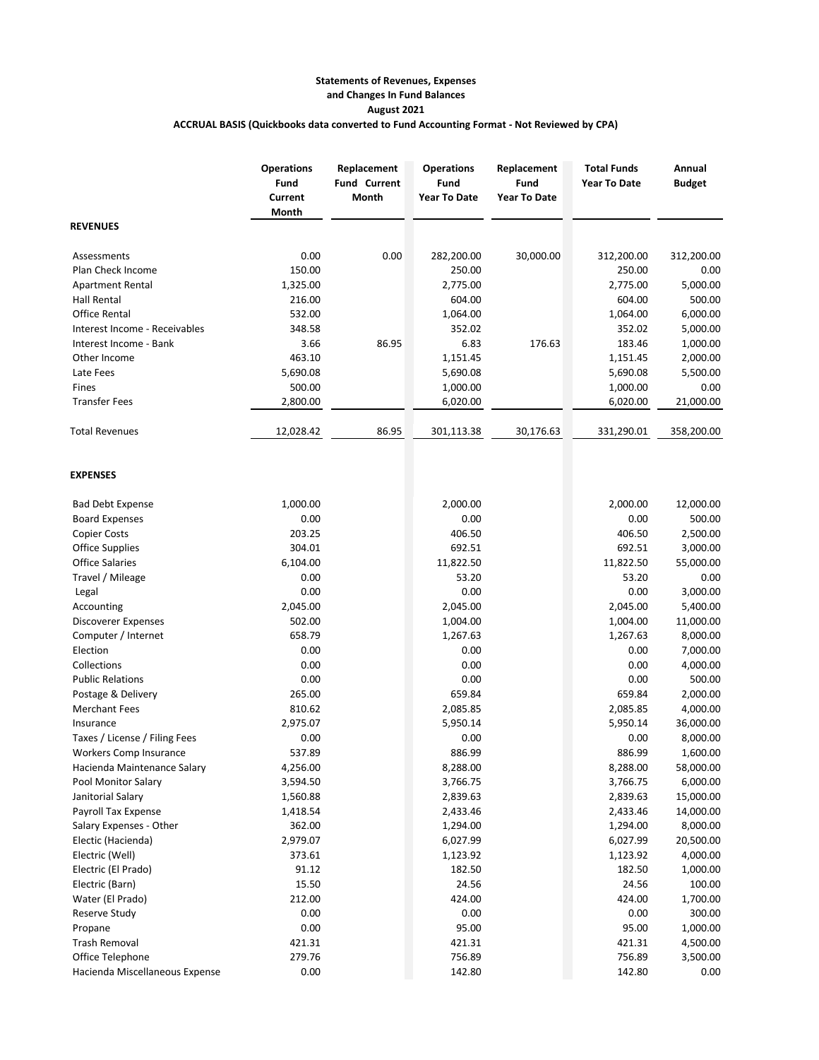**Statements of Revenues, Expenses**
**and Changes In Fund Balances**
**August 2021**
**ACCRUAL BASIS (Quickbooks data converted to Fund Accounting Format - Not Reviewed by CPA)**

| | Operations Fund Current Month | Replacement Fund Current Month | Operations Fund Year To Date | Replacement Fund Year To Date | Total Funds Year To Date | Annual Budget |
|---|---|---|---|---|---|---|
| **REVENUES** | | | | | | |
| Assessments | 0.00 | 0.00 | 282,200.00 | 30,000.00 | 312,200.00 | 312,200.00 |
| Plan Check Income | 150.00 | | 250.00 | | 250.00 | 0.00 |
| Apartment Rental | 1,325.00 | | 2,775.00 | | 2,775.00 | 5,000.00 |
| Hall Rental | 216.00 | | 604.00 | | 604.00 | 500.00 |
| Office Rental | 532.00 | | 1,064.00 | | 1,064.00 | 6,000.00 |
| Interest Income - Receivables | 348.58 | | 352.02 | | 352.02 | 5,000.00 |
| Interest Income - Bank | 3.66 | 86.95 | 6.83 | 176.63 | 183.46 | 1,000.00 |
| Other Income | 463.10 | | 1,151.45 | | 1,151.45 | 2,000.00 |
| Late Fees | 5,690.08 | | 5,690.08 | | 5,690.08 | 5,500.00 |
| Fines | 500.00 | | 1,000.00 | | 1,000.00 | 0.00 |
| Transfer Fees | 2,800.00 | | 6,020.00 | | 6,020.00 | 21,000.00 |
| Total Revenues | 12,028.42 | 86.95 | 301,113.38 | 30,176.63 | 331,290.01 | 358,200.00 |
| **EXPENSES** | | | | | | |
| Bad Debt Expense | 1,000.00 | | 2,000.00 | | 2,000.00 | 12,000.00 |
| Board Expenses | 0.00 | | 0.00 | | 0.00 | 500.00 |
| Copier Costs | 203.25 | | 406.50 | | 406.50 | 2,500.00 |
| Office Supplies | 304.01 | | 692.51 | | 692.51 | 3,000.00 |
| Office Salaries | 6,104.00 | | 11,822.50 | | 11,822.50 | 55,000.00 |
| Travel / Mileage | 0.00 | | 53.20 | | 53.20 | 0.00 |
| Legal | 0.00 | | 0.00 | | 0.00 | 3,000.00 |
| Accounting | 2,045.00 | | 2,045.00 | | 2,045.00 | 5,400.00 |
| Discoverer Expenses | 502.00 | | 1,004.00 | | 1,004.00 | 11,000.00 |
| Computer / Internet | 658.79 | | 1,267.63 | | 1,267.63 | 8,000.00 |
| Election | 0.00 | | 0.00 | | 0.00 | 7,000.00 |
| Collections | 0.00 | | 0.00 | | 0.00 | 4,000.00 |
| Public Relations | 0.00 | | 0.00 | | 0.00 | 500.00 |
| Postage & Delivery | 265.00 | | 659.84 | | 659.84 | 2,000.00 |
| Merchant Fees | 810.62 | | 2,085.85 | | 2,085.85 | 4,000.00 |
| Insurance | 2,975.07 | | 5,950.14 | | 5,950.14 | 36,000.00 |
| Taxes / License / Filing Fees | 0.00 | | 0.00 | | 0.00 | 8,000.00 |
| Workers Comp Insurance | 537.89 | | 886.99 | | 886.99 | 1,600.00 |
| Hacienda Maintenance Salary | 4,256.00 | | 8,288.00 | | 8,288.00 | 58,000.00 |
| Pool Monitor Salary | 3,594.50 | | 3,766.75 | | 3,766.75 | 6,000.00 |
| Janitorial Salary | 1,560.88 | | 2,839.63 | | 2,839.63 | 15,000.00 |
| Payroll Tax Expense | 1,418.54 | | 2,433.46 | | 2,433.46 | 14,000.00 |
| Salary Expenses - Other | 362.00 | | 1,294.00 | | 1,294.00 | 8,000.00 |
| Electic (Hacienda) | 2,979.07 | | 6,027.99 | | 6,027.99 | 20,500.00 |
| Electric (Well) | 373.61 | | 1,123.92 | | 1,123.92 | 4,000.00 |
| Electric (El Prado) | 91.12 | | 182.50 | | 182.50 | 1,000.00 |
| Electric (Barn) | 15.50 | | 24.56 | | 24.56 | 100.00 |
| Water (El Prado) | 212.00 | | 424.00 | | 424.00 | 1,700.00 |
| Reserve Study | 0.00 | | 0.00 | | 0.00 | 300.00 |
| Propane | 0.00 | | 95.00 | | 95.00 | 1,000.00 |
| Trash Removal | 421.31 | | 421.31 | | 421.31 | 4,500.00 |
| Office Telephone | 279.76 | | 756.89 | | 756.89 | 3,500.00 |
| Hacienda Miscellaneous Expense | 0.00 | | 142.80 | | 142.80 | 0.00 |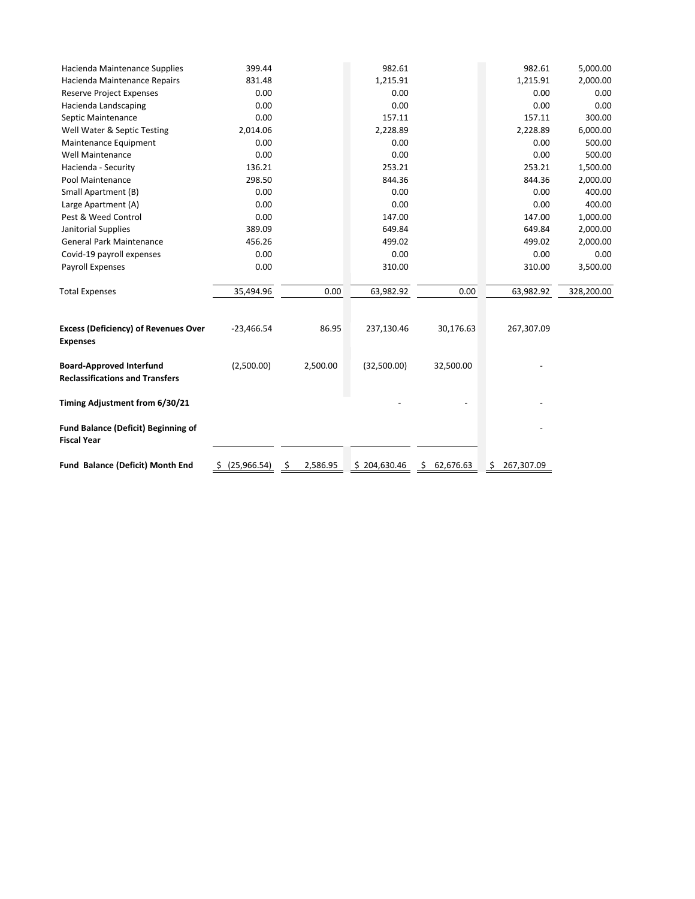| | | | | | | |
|---|---|---|---|---|---|---|
| Hacienda Maintenance Supplies | 399.44 | | 982.61 | | 982.61 | 5,000.00 |
| Hacienda Maintenance Repairs | 831.48 | | 1,215.91 | | 1,215.91 | 2,000.00 |
| Reserve Project Expenses | 0.00 | | 0.00 | | 0.00 | 0.00 |
| Hacienda Landscaping | 0.00 | | 0.00 | | 0.00 | 0.00 |
| Septic Maintenance | 0.00 | | 157.11 | | 157.11 | 300.00 |
| Well Water & Septic Testing | 2,014.06 | | 2,228.89 | | 2,228.89 | 6,000.00 |
| Maintenance Equipment | 0.00 | | 0.00 | | 0.00 | 500.00 |
| Well Maintenance | 0.00 | | 0.00 | | 0.00 | 500.00 |
| Hacienda - Security | 136.21 | | 253.21 | | 253.21 | 1,500.00 |
| Pool Maintenance | 298.50 | | 844.36 | | 844.36 | 2,000.00 |
| Small Apartment (B) | 0.00 | | 0.00 | | 0.00 | 400.00 |
| Large Apartment (A) | 0.00 | | 0.00 | | 0.00 | 400.00 |
| Pest & Weed Control | 0.00 | | 147.00 | | 147.00 | 1,000.00 |
| Janitorial Supplies | 389.09 | | 649.84 | | 649.84 | 2,000.00 |
| General Park Maintenance | 456.26 | | 499.02 | | 499.02 | 2,000.00 |
| Covid-19 payroll expenses | 0.00 | | 0.00 | | 0.00 | 0.00 |
| Payroll Expenses | 0.00 | | 310.00 | | 310.00 | 3,500.00 |
| Total Expenses | 35,494.96 | 0.00 | 63,982.92 | 0.00 | 63,982.92 | 328,200.00 |
| **Excess (Deficiency) of Revenues Over Expenses** | -23,466.54 | 86.95 | 237,130.46 | 30,176.63 | 267,307.09 | |
| **Board-Approved Interfund Reclassifications and Transfers** | (2,500.00) | 2,500.00 | (32,500.00) | 32,500.00 | - | |
| **Timing Adjustment from 6/30/21** | | | - | - | - | |
| **Fund Balance (Deficit) Beginning of Fiscal Year** | | | | | - | |
| **Fund Balance (Deficit) Month End** | $ (25,966.54) | $ 2,586.95 | $ 204,630.46 | $ 62,676.63 | $ 267,307.09 | |